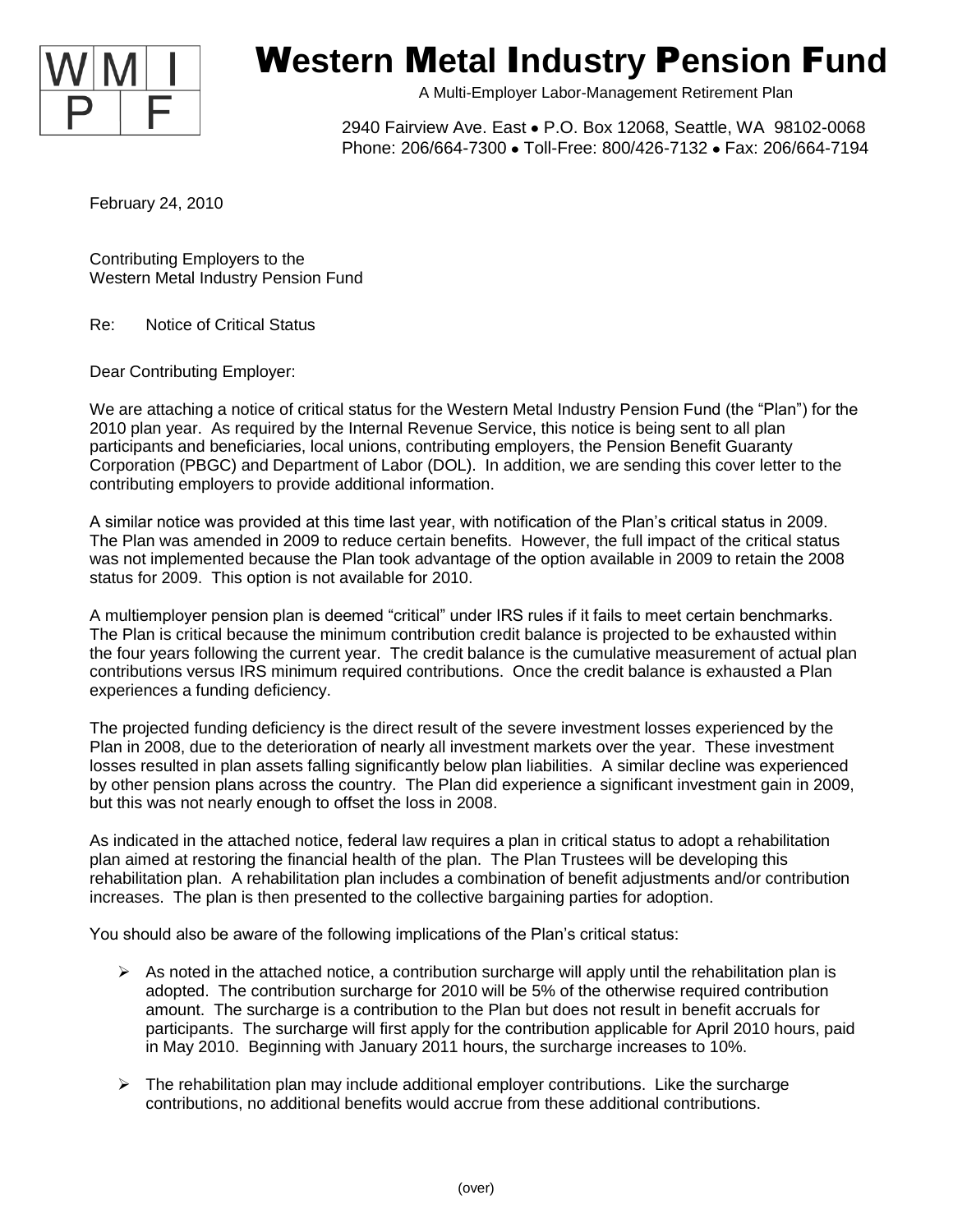# Western Metal Industry Pension Fund

A Multi-Employer Labor-Management Retirement Plan

2940 Fairview Ave. East • P.O. Box 12068, Seattle, WA 98102-0068
Phone: 206/664-7300 • Toll-Free: 800/426-7132 • Fax: 206/664-7194

February 24, 2010

Contributing Employers to the
Western Metal Industry Pension Fund

Re: Notice of Critical Status

Dear Contributing Employer:

We are attaching a notice of critical status for the Western Metal Industry Pension Fund (the "Plan") for the 2010 plan year. As required by the Internal Revenue Service, this notice is being sent to all plan participants and beneficiaries, local unions, contributing employers, the Pension Benefit Guaranty Corporation (PBGC) and Department of Labor (DOL). In addition, we are sending this cover letter to the contributing employers to provide additional information.

A similar notice was provided at this time last year, with notification of the Plan's critical status in 2009. The Plan was amended in 2009 to reduce certain benefits. However, the full impact of the critical status was not implemented because the Plan took advantage of the option available in 2009 to retain the 2008 status for 2009. This option is not available for 2010.

A multiemployer pension plan is deemed "critical" under IRS rules if it fails to meet certain benchmarks. The Plan is critical because the minimum contribution credit balance is projected to be exhausted within the four years following the current year. The credit balance is the cumulative measurement of actual plan contributions versus IRS minimum required contributions. Once the credit balance is exhausted a Plan experiences a funding deficiency.

The projected funding deficiency is the direct result of the severe investment losses experienced by the Plan in 2008, due to the deterioration of nearly all investment markets over the year. These investment losses resulted in plan assets falling significantly below plan liabilities. A similar decline was experienced by other pension plans across the country. The Plan did experience a significant investment gain in 2009, but this was not nearly enough to offset the loss in 2008.

As indicated in the attached notice, federal law requires a plan in critical status to adopt a rehabilitation plan aimed at restoring the financial health of the plan. The Plan Trustees will be developing this rehabilitation plan. A rehabilitation plan includes a combination of benefit adjustments and/or contribution increases. The plan is then presented to the collective bargaining parties for adoption.

You should also be aware of the following implications of the Plan's critical status:

- As noted in the attached notice, a contribution surcharge will apply until the rehabilitation plan is adopted. The contribution surcharge for 2010 will be 5% of the otherwise required contribution amount. The surcharge is a contribution to the Plan but does not result in benefit accruals for participants. The surcharge will first apply for the contribution applicable for April 2010 hours, paid in May 2010. Beginning with January 2011 hours, the surcharge increases to 10%.
- The rehabilitation plan may include additional employer contributions. Like the surcharge contributions, no additional benefits would accrue from these additional contributions.

(over)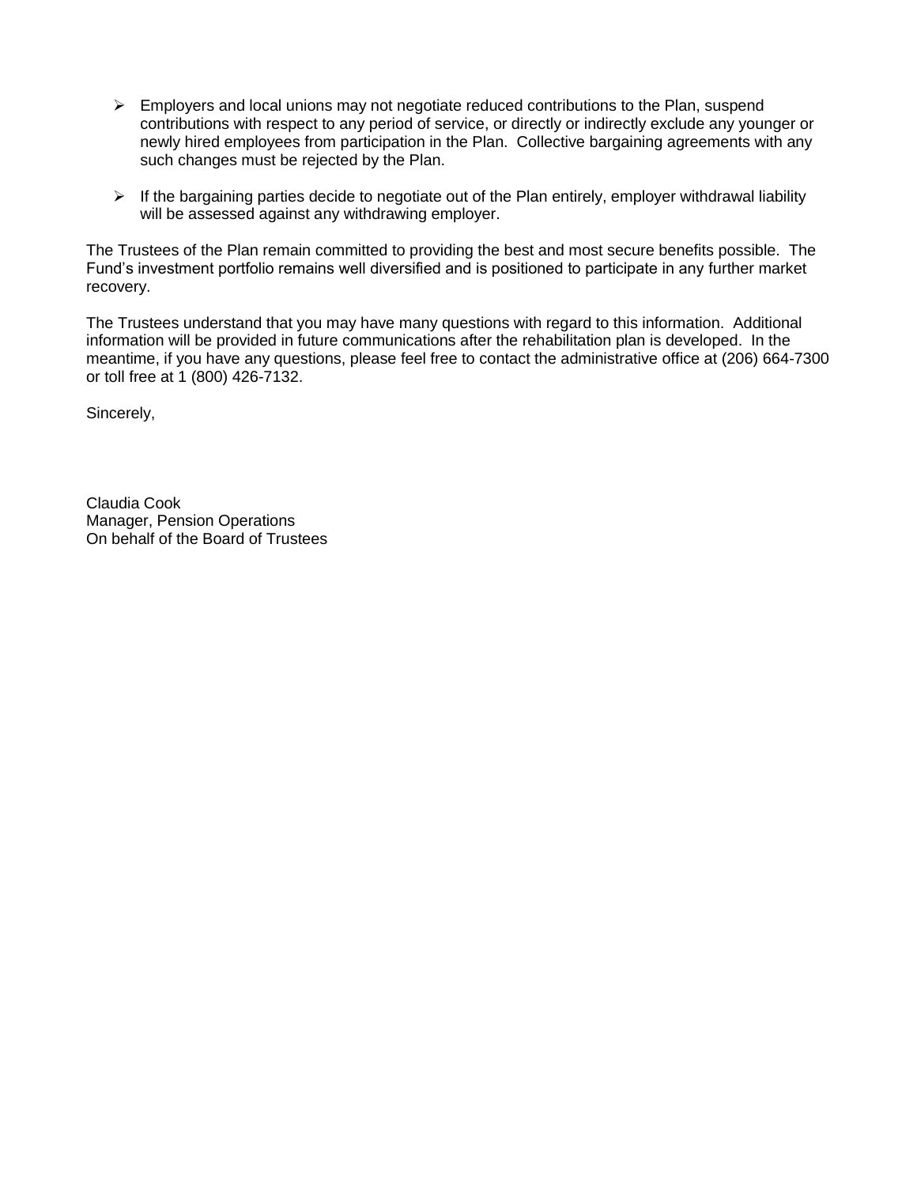- Employers and local unions may not negotiate reduced contributions to the Plan, suspend contributions with respect to any period of service, or directly or indirectly exclude any younger or newly hired employees from participation in the Plan. Collective bargaining agreements with any such changes must be rejected by the Plan.

- If the bargaining parties decide to negotiate out of the Plan entirely, employer withdrawal liability will be assessed against any withdrawing employer.

The Trustees of the Plan remain committed to providing the best and most secure benefits possible. The Fund's investment portfolio remains well diversified and is positioned to participate in any further market recovery.

The Trustees understand that you may have many questions with regard to this information. Additional information will be provided in future communications after the rehabilitation plan is developed. In the meantime, if you have any questions, please feel free to contact the administrative office at (206) 664-7300 or toll free at 1 (800) 426-7132.

Sincerely,

Claudia Cook  
Manager, Pension Operations  
On behalf of the Board of Trustees